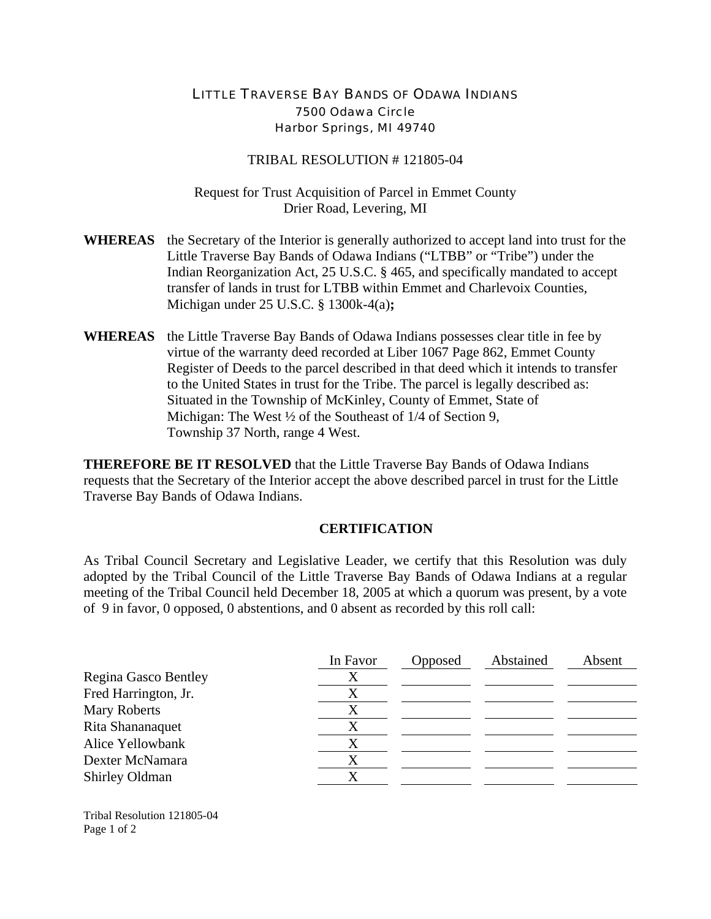# LITTLE TRAVERSE BAY BANDS OF ODAWA INDIANS

7500 Odawa Circle
Harbor Springs, MI 49740

## TRIBAL RESOLUTION # 121805-04

Request for Trust Acquisition of Parcel in Emmet County
Drier Road, Levering, MI

**WHEREAS** the Secretary of the Interior is generally authorized to accept land into trust for the Little Traverse Bay Bands of Odawa Indians ("LTBB" or "Tribe") under the Indian Reorganization Act, 25 U.S.C. § 465, and specifically mandated to accept transfer of lands in trust for LTBB within Emmet and Charlevoix Counties, Michigan under 25 U.S.C. § 1300k-4(a)**;**

**WHEREAS** the Little Traverse Bay Bands of Odawa Indians possesses clear title in fee by virtue of the warranty deed recorded at Liber 1067 Page 862, Emmet County Register of Deeds to the parcel described in that deed which it intends to transfer to the United States in trust for the Tribe. The parcel is legally described as: Situated in the Township of McKinley, County of Emmet, State of Michigan: The West ½ of the Southeast of 1/4 of Section 9, Township 37 North, range 4 West.

**THEREFORE BE IT RESOLVED** that the Little Traverse Bay Bands of Odawa Indians requests that the Secretary of the Interior accept the above described parcel in trust for the Little Traverse Bay Bands of Odawa Indians.

### CERTIFICATION

As Tribal Council Secretary and Legislative Leader, we certify that this Resolution was duly adopted by the Tribal Council of the Little Traverse Bay Bands of Odawa Indians at a regular meeting of the Tribal Council held December 18, 2005 at which a quorum was present, by a vote of 9 in favor, 0 opposed, 0 abstentions, and 0 absent as recorded by this roll call:

| | In Favor | Opposed | Abstained | Absent |
|---|---|---|---|---|
| Regina Gasco Bentley | X | | | |
| Fred Harrington, Jr. | X | | | |
| Mary Roberts | X | | | |
| Rita Shananaquet | X | | | |
| Alice Yellowbank | X | | | |
| Dexter McNamara | X | | | |
| Shirley Oldman | X | | | |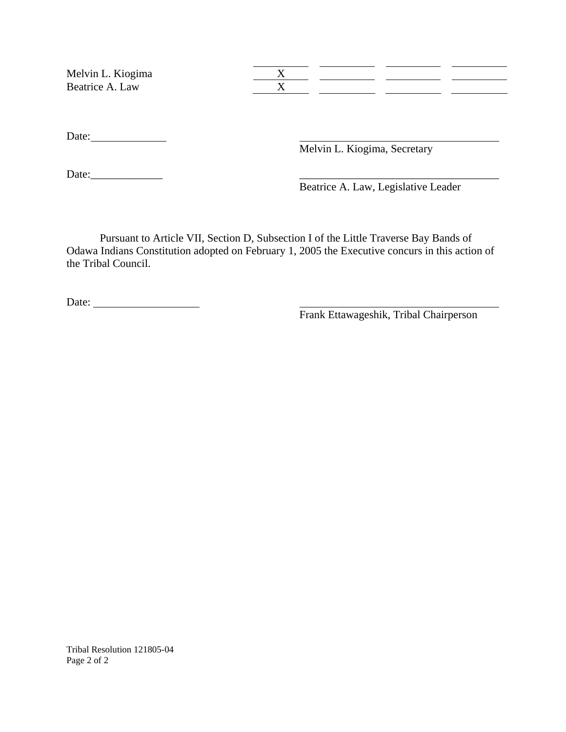| | | | | |
|---|---|---|---|---|
| Melvin L. Kiogima | X | | | |
| Beatrice A. Law | X | | | |

Date:______________ ______________________________________
Melvin L. Kiogima, Secretary

Date:______________ ______________________________________
Beatrice A. Law, Legislative Leader

Pursuant to Article VII, Section D, Subsection I of the Little Traverse Bay Bands of Odawa Indians Constitution adopted on February 1, 2005 the Executive concurs in this action of the Tribal Council.

Date: ____________________ ______________________________________
Frank Ettawageshik, Tribal Chairperson

Tribal Resolution 121805-04